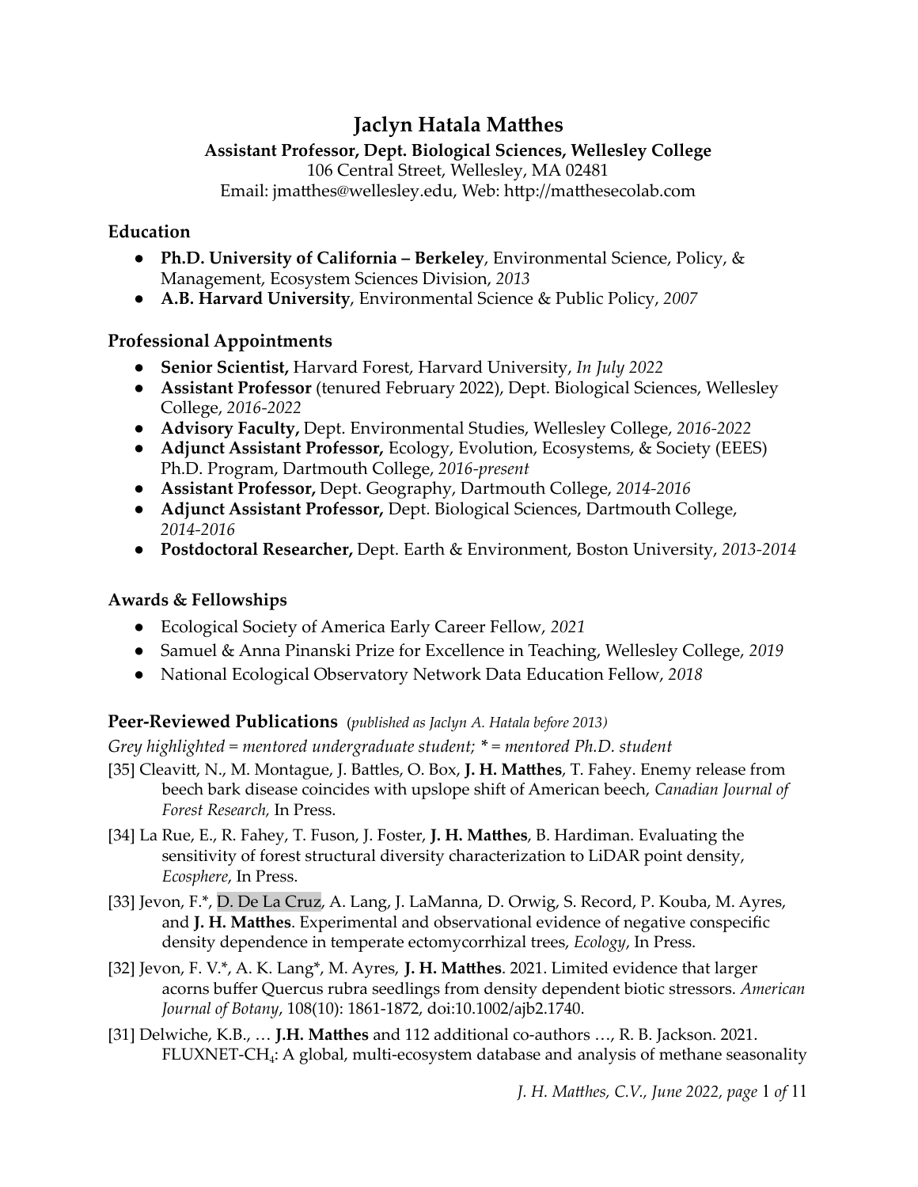# Jaclyn Hatala Matthes

**Assistant Professor, Dept. Biological Sciences, Wellesley College**
106 Central Street, Wellesley, MA 02481
Email: jmatthes@wellesley.edu, Web: http://matthesecolab.com

## Education

- **Ph.D. University of California – Berkeley**, Environmental Science, Policy, & Management, Ecosystem Sciences Division, *2013*
- **A.B. Harvard University**, Environmental Science & Public Policy, *2007*

## Professional Appointments

- **Senior Scientist,** Harvard Forest, Harvard University, *In July 2022*
- **Assistant Professor** (tenured February 2022), Dept. Biological Sciences, Wellesley College, *2016-2022*
- **Advisory Faculty,** Dept. Environmental Studies, Wellesley College, *2016-2022*
- **Adjunct Assistant Professor,** Ecology, Evolution, Ecosystems, & Society (EEES) Ph.D. Program, Dartmouth College, *2016-present*
- **Assistant Professor,** Dept. Geography, Dartmouth College, *2014-2016*
- **Adjunct Assistant Professor,** Dept. Biological Sciences, Dartmouth College, *2014-2016*
- **Postdoctoral Researcher,** Dept. Earth & Environment, Boston University, *2013-2014*

## Awards & Fellowships

- Ecological Society of America Early Career Fellow, *2021*
- Samuel & Anna Pinanski Prize for Excellence in Teaching, Wellesley College, *2019*
- National Ecological Observatory Network Data Education Fellow, *2018*

## Peer-Reviewed Publications (*published as Jaclyn A. Hatala before 2013)*

*Grey highlighted = mentored undergraduate student; * = mentored Ph.D. student*

[35] Cleavitt, N., M. Montague, J. Battles, O. Box, **J. H. Matthes**, T. Fahey. Enemy release from beech bark disease coincides with upslope shift of American beech, *Canadian Journal of Forest Research,* In Press.

[34] La Rue, E., R. Fahey, T. Fuson, J. Foster, **J. H. Matthes**, B. Hardiman. Evaluating the sensitivity of forest structural diversity characterization to LiDAR point density, *Ecosphere*, In Press.

[33] Jevon, F.*, D. De La Cruz, A. Lang, J. LaManna, D. Orwig, S. Record, P. Kouba, M. Ayres, and **J. H. Matthes**. Experimental and observational evidence of negative conspecific density dependence in temperate ectomycorrhizal trees, *Ecology*, In Press.

[32] Jevon, F. V.*, A. K. Lang*, M. Ayres, **J. H. Matthes**. 2021. Limited evidence that larger acorns buffer Quercus rubra seedlings from density dependent biotic stressors. *American Journal of Botany*, 108(10): 1861-1872, doi:10.1002/ajb2.1740.

[31] Delwiche, K.B., … **J.H. Matthes** and 112 additional co-authors …, R. B. Jackson. 2021. FLUXNET-$CH_4$: A global, multi-ecosystem database and analysis of methane seasonality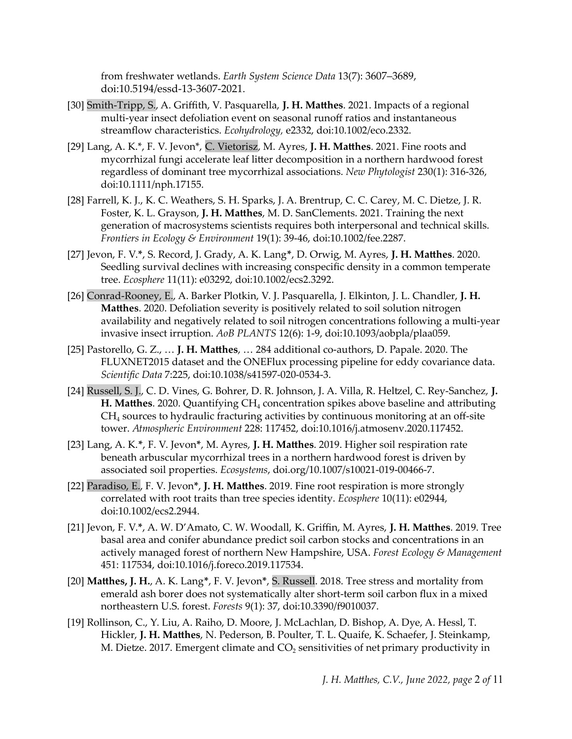from freshwater wetlands. *Earth System Science Data* 13(7): 3607–3689, doi:10.5194/essd-13-3607-2021.

[30] Smith-Tripp, S., A. Griffith, V. Pasquarella, **J. H. Matthes**. 2021. Impacts of a regional multi-year insect defoliation event on seasonal runoff ratios and instantaneous streamflow characteristics. *Ecohydrology,* e2332, doi:10.1002/eco.2332.

[29] Lang, A. K.*, F. V. Jevon*, C. Vietorisz, M. Ayres, **J. H. Matthes**. 2021. Fine roots and mycorrhizal fungi accelerate leaf litter decomposition in a northern hardwood forest regardless of dominant tree mycorrhizal associations. *New Phytologist* 230(1): 316-326, doi:10.1111/nph.17155.

[28] Farrell, K. J., K. C. Weathers, S. H. Sparks, J. A. Brentrup, C. C. Carey, M. C. Dietze, J. R. Foster, K. L. Grayson, **J. H. Matthes**, M. D. SanClements. 2021. Training the next generation of macrosystems scientists requires both interpersonal and technical skills. *Frontiers in Ecology & Environment* 19(1): 39-46, doi:10.1002/fee.2287.

[27] Jevon, F. V.*, S. Record, J. Grady, A. K. Lang*, D. Orwig, M. Ayres, **J. H. Matthes**. 2020. Seedling survival declines with increasing conspecific density in a common temperate tree. *Ecosphere* 11(11): e03292, doi:10.1002/ecs2.3292.

[26] Conrad-Rooney, E., A. Barker Plotkin, V. J. Pasquarella, J. Elkinton, J. L. Chandler, **J. H. Matthes**. 2020. Defoliation severity is positively related to soil solution nitrogen availability and negatively related to soil nitrogen concentrations following a multi-year invasive insect irruption. *AoB PLANTS* 12(6): 1-9, doi:10.1093/aobpla/plaa059.

[25] Pastorello, G. Z., … **J. H. Matthes**, … 284 additional co-authors, D. Papale. 2020. The FLUXNET2015 dataset and the ONEFlux processing pipeline for eddy covariance data. *Scientific Data* 7:225, doi:10.1038/s41597-020-0534-3.

[24] Russell, S. J., C. D. Vines, G. Bohrer, D. R. Johnson, J. A. Villa, R. Heltzel, C. Rey-Sanchez, **J. H. Matthes**. 2020. Quantifying $CH_4$ concentration spikes above baseline and attributing $CH_4$ sources to hydraulic fracturing activities by continuous monitoring at an off-site tower. *Atmospheric Environment* 228: 117452, doi:10.1016/j.atmosenv.2020.117452.

[23] Lang, A. K.*, F. V. Jevon*, M. Ayres, **J. H. Matthes**. 2019. Higher soil respiration rate beneath arbuscular mycorrhizal trees in a northern hardwood forest is driven by associated soil properties. *Ecosystems*, doi.org/10.1007/s10021-019-00466-7.

[22] Paradiso, E., F. V. Jevon*, **J. H. Matthes**. 2019. Fine root respiration is more strongly correlated with root traits than tree species identity. *Ecosphere* 10(11): e02944, doi:10.1002/ecs2.2944.

[21] Jevon, F. V.*, A. W. D'Amato, C. W. Woodall, K. Griffin, M. Ayres, **J. H. Matthes**. 2019. Tree basal area and conifer abundance predict soil carbon stocks and concentrations in an actively managed forest of northern New Hampshire, USA. *Forest Ecology & Management* 451: 117534, doi:10.1016/j.foreco.2019.117534.

[20] **Matthes, J. H.**, A. K. Lang*, F. V. Jevon*, S. Russell. 2018. Tree stress and mortality from emerald ash borer does not systematically alter short-term soil carbon flux in a mixed northeastern U.S. forest. *Forests* 9(1): 37, doi:10.3390/f9010037.

[19] Rollinson, C., Y. Liu, A. Raiho, D. Moore, J. McLachlan, D. Bishop, A. Dye, A. Hessl, T. Hickler, **J. H. Matthes**, N. Pederson, B. Poulter, T. L. Quaife, K. Schaefer, J. Steinkamp, M. Dietze. 2017. Emergent climate and $CO_2$ sensitivities of net primary productivity in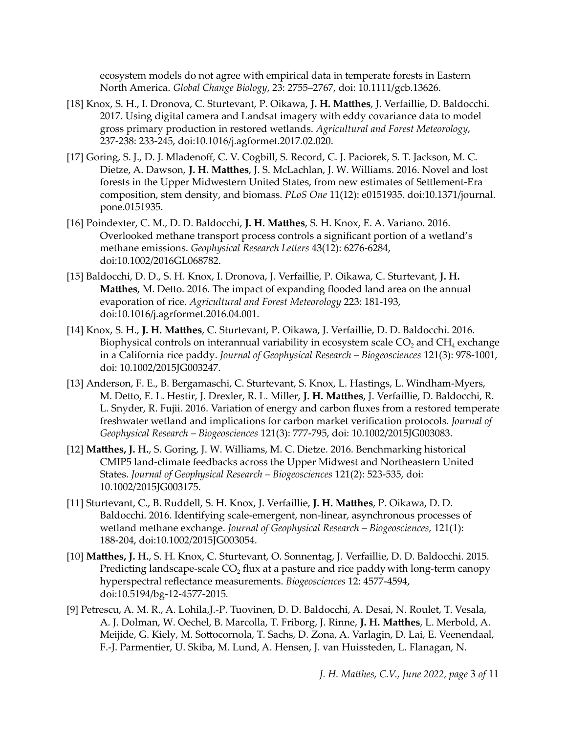ecosystem models do not agree with empirical data in temperate forests in Eastern North America. *Global Change Biology*, 23: 2755–2767, doi: 10.1111/gcb.13626.

[18] Knox, S. H., I. Dronova, C. Sturtevant, P. Oikawa, **J. H. Matthes**, J. Verfaillie, D. Baldocchi. 2017. Using digital camera and Landsat imagery with eddy covariance data to model gross primary production in restored wetlands. *Agricultural and Forest Meteorology*, 237-238: 233-245, doi:10.1016/j.agformet.2017.02.020.

[17] Goring, S. J., D. J. Mladenoff, C. V. Cogbill, S. Record, C. J. Paciorek, S. T. Jackson, M. C. Dietze, A. Dawson, **J. H. Matthes**, J. S. McLachlan, J. W. Williams. 2016. Novel and lost forests in the Upper Midwestern United States, from new estimates of Settlement-Era composition, stem density, and biomass. *PLoS One* 11(12): e0151935. doi:10.1371/journal.pone.0151935.

[16] Poindexter, C. M., D. D. Baldocchi, **J. H. Matthes**, S. H. Knox, E. A. Variano. 2016. Overlooked methane transport process controls a significant portion of a wetland's methane emissions. *Geophysical Research Letters* 43(12): 6276-6284, doi:10.1002/2016GL068782.

[15] Baldocchi, D. D., S. H. Knox, I. Dronova, J. Verfaillie, P. Oikawa, C. Sturtevant, **J. H. Matthes**, M. Detto. 2016. The impact of expanding flooded land area on the annual evaporation of rice. *Agricultural and Forest Meteorology* 223: 181-193, doi:10.1016/j.agrformet.2016.04.001.

[14] Knox, S. H., **J. H. Matthes**, C. Sturtevant, P. Oikawa, J. Verfaillie, D. D. Baldocchi. 2016. Biophysical controls on interannual variability in ecosystem scale $CO_2$ and $CH_4$ exchange in a California rice paddy. *Journal of Geophysical Research – Biogeosciences* 121(3): 978-1001, doi: 10.1002/2015JG003247.

[13] Anderson, F. E., B. Bergamaschi, C. Sturtevant, S. Knox, L. Hastings, L. Windham-Myers, M. Detto, E. L. Hestir, J. Drexler, R. L. Miller, **J. H. Matthes**, J. Verfaillie, D. Baldocchi, R. L. Snyder, R. Fujii. 2016. Variation of energy and carbon fluxes from a restored temperate freshwater wetland and implications for carbon market verification protocols. *Journal of Geophysical Research – Biogeosciences* 121(3): 777-795, doi: 10.1002/2015JG003083.

[12] **Matthes, J. H.**, S. Goring, J. W. Williams, M. C. Dietze. 2016. Benchmarking historical CMIP5 land-climate feedbacks across the Upper Midwest and Northeastern United States. *Journal of Geophysical Research – Biogeosciences* 121(2): 523-535, doi: 10.1002/2015JG003175.

[11] Sturtevant, C., B. Ruddell, S. H. Knox, J. Verfaillie, **J. H. Matthes**, P. Oikawa, D. D. Baldocchi. 2016. Identifying scale-emergent, non-linear, asynchronous processes of wetland methane exchange. *Journal of Geophysical Research – Biogeosciences*, 121(1): 188-204, doi:10.1002/2015JG003054.

[10] **Matthes, J. H.**, S. H. Knox, C. Sturtevant, O. Sonnentag, J. Verfaillie, D. D. Baldocchi. 2015. Predicting landscape-scale $CO_2$ flux at a pasture and rice paddy with long-term canopy hyperspectral reflectance measurements. *Biogeosciences* 12: 4577-4594, doi:10.5194/bg-12-4577-2015.

[9] Petrescu, A. M. R., A. Lohila,J.-P. Tuovinen, D. D. Baldocchi, A. Desai, N. Roulet, T. Vesala, A. J. Dolman, W. Oechel, B. Marcolla, T. Friborg, J. Rinne, **J. H. Matthes**, L. Merbold, A. Meijide, G. Kiely, M. Sottocornola, T. Sachs, D. Zona, A. Varlagin, D. Lai, E. Veenendaal, F.-J. Parmentier, U. Skiba, M. Lund, A. Hensen, J. van Huissteden, L. Flanagan, N.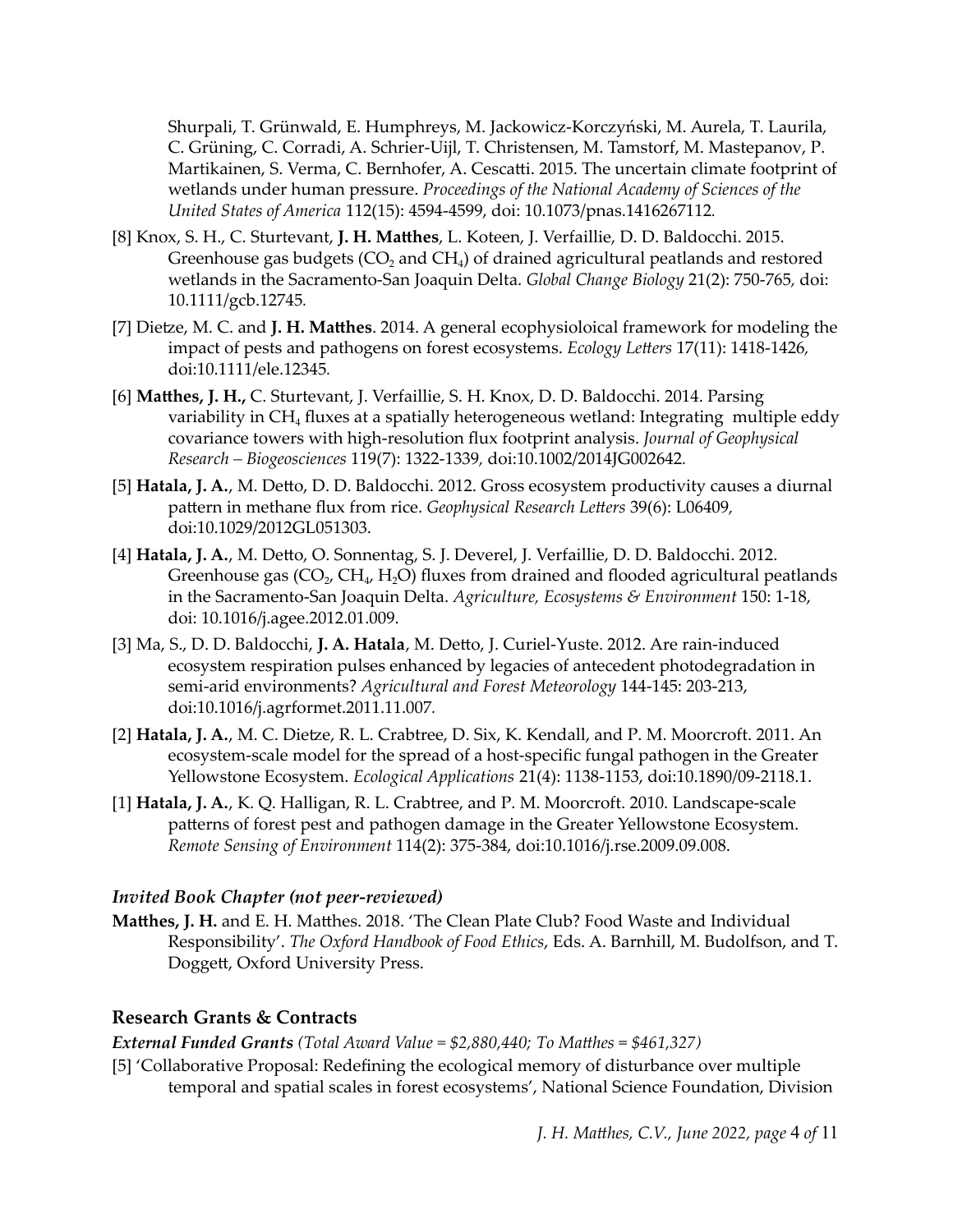Shurpali, T. Grünwald, E. Humphreys, M. Jackowicz-Korczyński, M. Aurela, T. Laurila, C. Grüning, C. Corradi, A. Schrier-Uijl, T. Christensen, M. Tamstorf, M. Mastepanov, P. Martikainen, S. Verma, C. Bernhofer, A. Cescatti. 2015. The uncertain climate footprint of wetlands under human pressure. *Proceedings of the National Academy of Sciences of the United States of America* 112(15): 4594-4599, doi: 10.1073/pnas.1416267112.

[8] Knox, S. H., C. Sturtevant, **J. H. Matthes**, L. Koteen, J. Verfaillie, D. D. Baldocchi. 2015. Greenhouse gas budgets ($CO_2$ and $CH_4$) of drained agricultural peatlands and restored wetlands in the Sacramento-San Joaquin Delta. *Global Change Biology* 21(2): 750-765, doi: 10.1111/gcb.12745.

[7] Dietze, M. C. and **J. H. Matthes**. 2014. A general ecophysioloical framework for modeling the impact of pests and pathogens on forest ecosystems. *Ecology Letters* 17(11): 1418-1426, doi:10.1111/ele.12345.

[6] **Matthes, J. H.,** C. Sturtevant, J. Verfaillie, S. H. Knox, D. D. Baldocchi. 2014. Parsing variability in $CH_4$ fluxes at a spatially heterogeneous wetland: Integrating multiple eddy covariance towers with high-resolution flux footprint analysis. *Journal of Geophysical Research – Biogeosciences* 119(7): 1322-1339, doi:10.1002/2014JG002642.

[5] **Hatala, J. A.**, M. Detto, D. D. Baldocchi. 2012. Gross ecosystem productivity causes a diurnal pattern in methane flux from rice. *Geophysical Research Letters* 39(6): L06409, doi:10.1029/2012GL051303.

[4] **Hatala, J. A.**, M. Detto, O. Sonnentag, S. J. Deverel, J. Verfaillie, D. D. Baldocchi. 2012. Greenhouse gas ($CO_2$, $CH_4$, $H_2O$) fluxes from drained and flooded agricultural peatlands in the Sacramento-San Joaquin Delta. *Agriculture, Ecosystems & Environment* 150: 1-18, doi: 10.1016/j.agee.2012.01.009.

[3] Ma, S., D. D. Baldocchi, **J. A. Hatala**, M. Detto, J. Curiel-Yuste. 2012. Are rain-induced ecosystem respiration pulses enhanced by legacies of antecedent photodegradation in semi-arid environments? *Agricultural and Forest Meteorology* 144-145: 203-213, doi:10.1016/j.agrformet.2011.11.007.

[2] **Hatala, J. A.**, M. C. Dietze, R. L. Crabtree, D. Six, K. Kendall, and P. M. Moorcroft. 2011. An ecosystem-scale model for the spread of a host-specific fungal pathogen in the Greater Yellowstone Ecosystem. *Ecological Applications* 21(4): 1138-1153, doi:10.1890/09-2118.1.

[1] **Hatala, J. A.**, K. Q. Halligan, R. L. Crabtree, and P. M. Moorcroft. 2010. Landscape-scale patterns of forest pest and pathogen damage in the Greater Yellowstone Ecosystem. *Remote Sensing of Environment* 114(2): 375-384, doi:10.1016/j.rse.2009.09.008.

### *Invited Book Chapter (not peer-reviewed)*

**Matthes, J. H.** and E. H. Matthes. 2018. 'The Clean Plate Club? Food Waste and Individual Responsibility'. *The Oxford Handbook of Food Ethics*, Eds. A. Barnhill, M. Budolfson, and T. Doggett, Oxford University Press.

## Research Grants & Contracts

***External Funded Grants*** *(Total Award Value = $2,880,440; To Matthes = $461,327)*

[5] 'Collaborative Proposal: Redefining the ecological memory of disturbance over multiple temporal and spatial scales in forest ecosystems', National Science Foundation, Division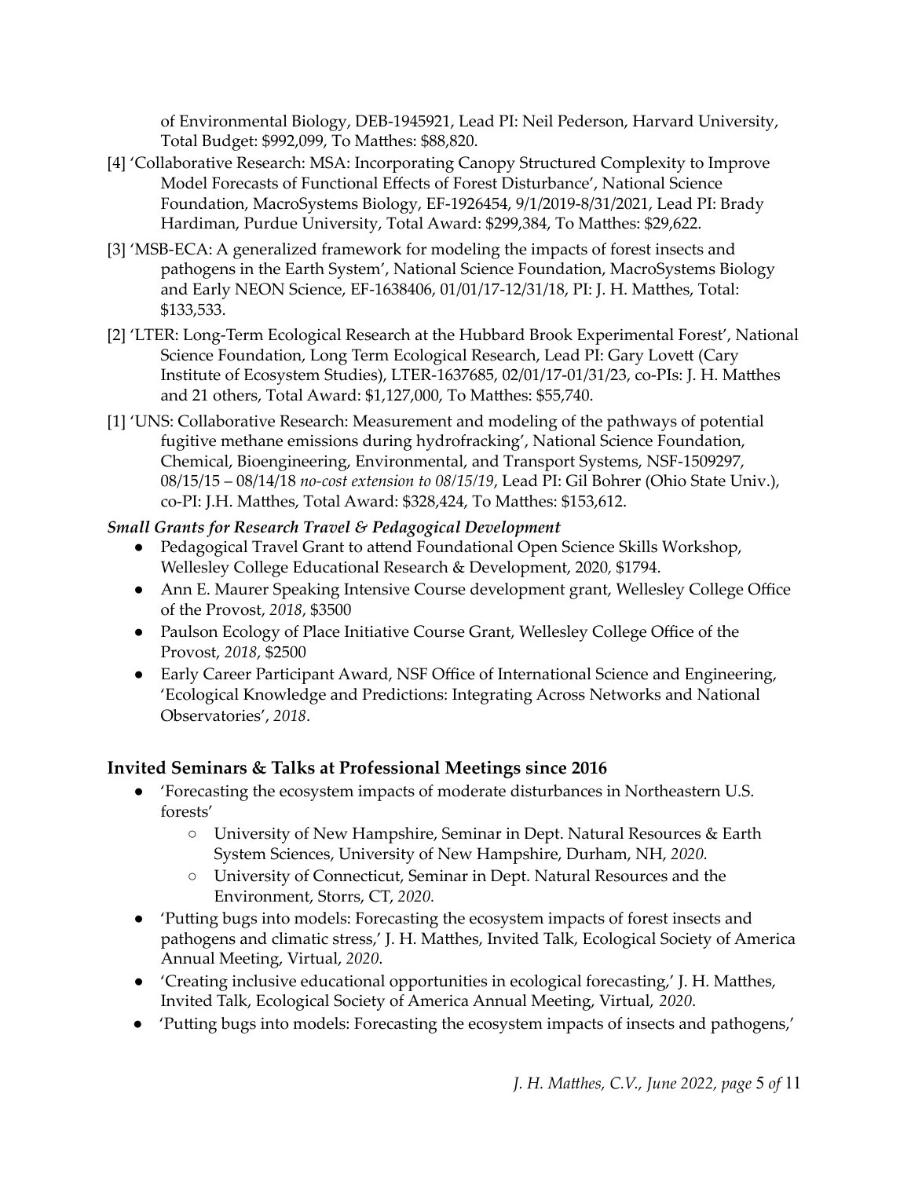of Environmental Biology, DEB-1945921, Lead PI: Neil Pederson, Harvard University, Total Budget: $992,099, To Matthes: $88,820.

[4] 'Collaborative Research: MSA: Incorporating Canopy Structured Complexity to Improve Model Forecasts of Functional Effects of Forest Disturbance', National Science Foundation, MacroSystems Biology, EF-1926454, 9/1/2019-8/31/2021, Lead PI: Brady Hardiman, Purdue University, Total Award: $299,384, To Matthes: $29,622.

[3] 'MSB-ECA: A generalized framework for modeling the impacts of forest insects and pathogens in the Earth System', National Science Foundation, MacroSystems Biology and Early NEON Science, EF-1638406, 01/01/17-12/31/18, PI: J. H. Matthes, Total: $133,533.

[2] 'LTER: Long-Term Ecological Research at the Hubbard Brook Experimental Forest', National Science Foundation, Long Term Ecological Research, Lead PI: Gary Lovett (Cary Institute of Ecosystem Studies), LTER-1637685, 02/01/17-01/31/23, co-PIs: J. H. Matthes and 21 others, Total Award: $1,127,000, To Matthes: $55,740.

[1] 'UNS: Collaborative Research: Measurement and modeling of the pathways of potential fugitive methane emissions during hydrofracking', National Science Foundation, Chemical, Bioengineering, Environmental, and Transport Systems, NSF-1509297, 08/15/15 – 08/14/18 *no-cost extension to 08/15/19*, Lead PI: Gil Bohrer (Ohio State Univ.), co-PI: J.H. Matthes, Total Award: $328,424, To Matthes: $153,612.

***Small Grants for Research Travel & Pedagogical Development***

- Pedagogical Travel Grant to attend Foundational Open Science Skills Workshop, Wellesley College Educational Research & Development, 2020, $1794.
- Ann E. Maurer Speaking Intensive Course development grant, Wellesley College Office of the Provost, *2018*, $3500
- Paulson Ecology of Place Initiative Course Grant, Wellesley College Office of the Provost, *2018*, $2500
- Early Career Participant Award, NSF Office of International Science and Engineering, 'Ecological Knowledge and Predictions: Integrating Across Networks and National Observatories', *2018*.

## Invited Seminars & Talks at Professional Meetings since 2016

- 'Forecasting the ecosystem impacts of moderate disturbances in Northeastern U.S. forests'
  - University of New Hampshire, Seminar in Dept. Natural Resources & Earth System Sciences, University of New Hampshire, Durham, NH, *2020.*
  - University of Connecticut, Seminar in Dept. Natural Resources and the Environment, Storrs, CT, *2020.*
- 'Putting bugs into models: Forecasting the ecosystem impacts of forest insects and pathogens and climatic stress,' J. H. Matthes, Invited Talk, Ecological Society of America Annual Meeting, Virtual, *2020*.
- 'Creating inclusive educational opportunities in ecological forecasting,' J. H. Matthes, Invited Talk, Ecological Society of America Annual Meeting, Virtual, *2020*.
- 'Putting bugs into models: Forecasting the ecosystem impacts of insects and pathogens,'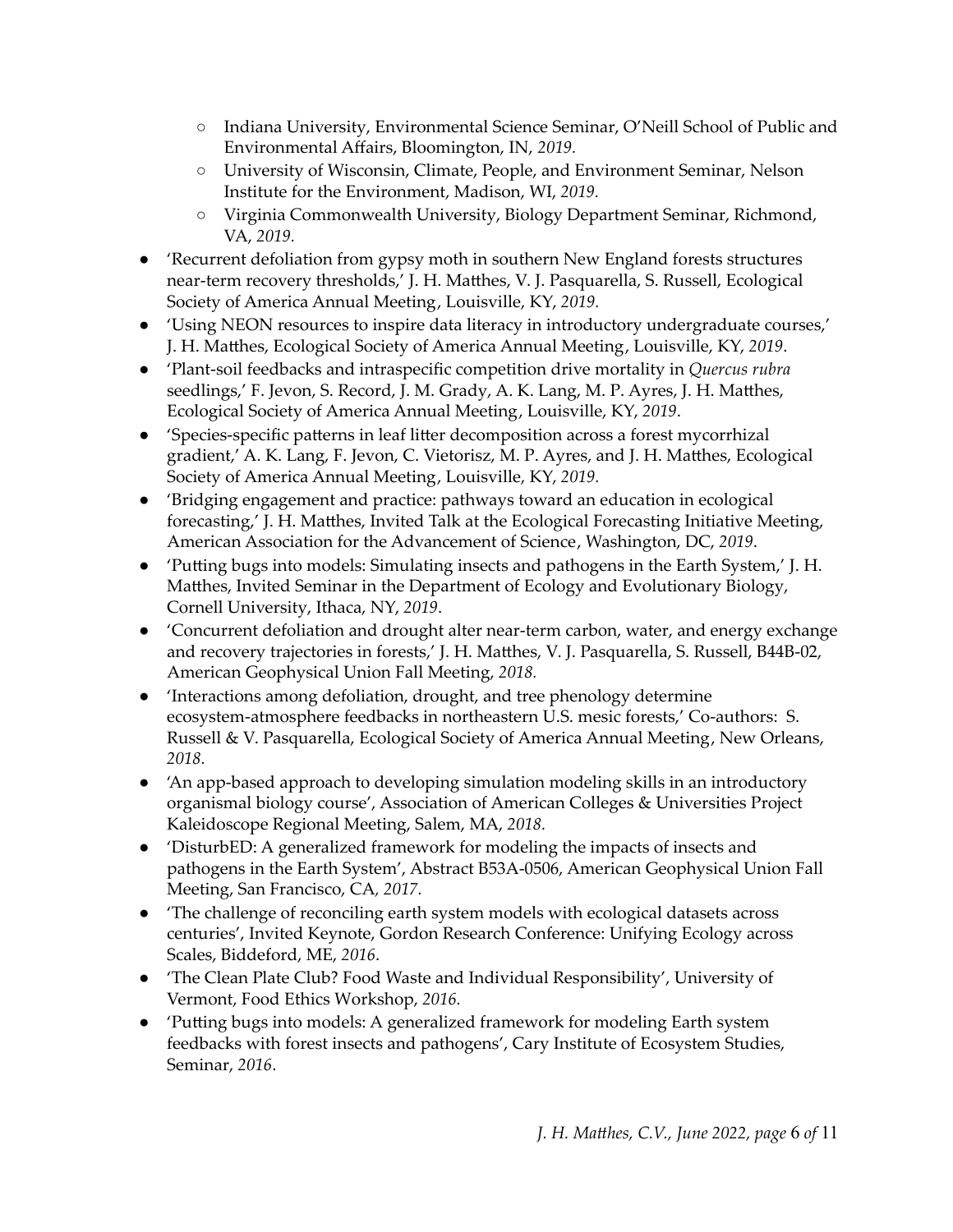- Indiana University, Environmental Science Seminar, O'Neill School of Public and Environmental Affairs, Bloomington, IN, *2019*.
  - University of Wisconsin, Climate, People, and Environment Seminar, Nelson Institute for the Environment, Madison, WI, *2019*.
  - Virginia Commonwealth University, Biology Department Seminar, Richmond, VA, *2019*.
- 'Recurrent defoliation from gypsy moth in southern New England forests structures near-term recovery thresholds,' J. H. Matthes, V. J. Pasquarella, S. Russell, Ecological Society of America Annual Meeting, Louisville, KY, *2019*.
- 'Using NEON resources to inspire data literacy in introductory undergraduate courses,' J. H. Matthes, Ecological Society of America Annual Meeting, Louisville, KY, *2019*.
- 'Plant-soil feedbacks and intraspecific competition drive mortality in *Quercus rubra* seedlings,' F. Jevon, S. Record, J. M. Grady, A. K. Lang, M. P. Ayres, J. H. Matthes, Ecological Society of America Annual Meeting, Louisville, KY, *2019*.
- 'Species-specific patterns in leaf litter decomposition across a forest mycorrhizal gradient,' A. K. Lang, F. Jevon, C. Vietorisz, M. P. Ayres, and J. H. Matthes, Ecological Society of America Annual Meeting, Louisville, KY, *2019*.
- 'Bridging engagement and practice: pathways toward an education in ecological forecasting,' J. H. Matthes, Invited Talk at the Ecological Forecasting Initiative Meeting, American Association for the Advancement of Science, Washington, DC, *2019*.
- 'Putting bugs into models: Simulating insects and pathogens in the Earth System,' J. H. Matthes, Invited Seminar in the Department of Ecology and Evolutionary Biology, Cornell University, Ithaca, NY, *2019*.
- 'Concurrent defoliation and drought alter near-term carbon, water, and energy exchange and recovery trajectories in forests,' J. H. Matthes, V. J. Pasquarella, S. Russell, B44B-02, American Geophysical Union Fall Meeting, *2018*.
- 'Interactions among defoliation, drought, and tree phenology determine ecosystem-atmosphere feedbacks in northeastern U.S. mesic forests,' Co-authors: S. Russell & V. Pasquarella, Ecological Society of America Annual Meeting, New Orleans, *2018*.
- 'An app-based approach to developing simulation modeling skills in an introductory organismal biology course', Association of American Colleges & Universities Project Kaleidoscope Regional Meeting, Salem, MA, *2018*.
- 'DisturbED: A generalized framework for modeling the impacts of insects and pathogens in the Earth System', Abstract B53A-0506, American Geophysical Union Fall Meeting, San Francisco, CA, *2017*.
- 'The challenge of reconciling earth system models with ecological datasets across centuries', Invited Keynote, Gordon Research Conference: Unifying Ecology across Scales, Biddeford, ME, *2016*.
- 'The Clean Plate Club? Food Waste and Individual Responsibility', University of Vermont, Food Ethics Workshop, *2016*.
- 'Putting bugs into models: A generalized framework for modeling Earth system feedbacks with forest insects and pathogens', Cary Institute of Ecosystem Studies, Seminar, *2016*.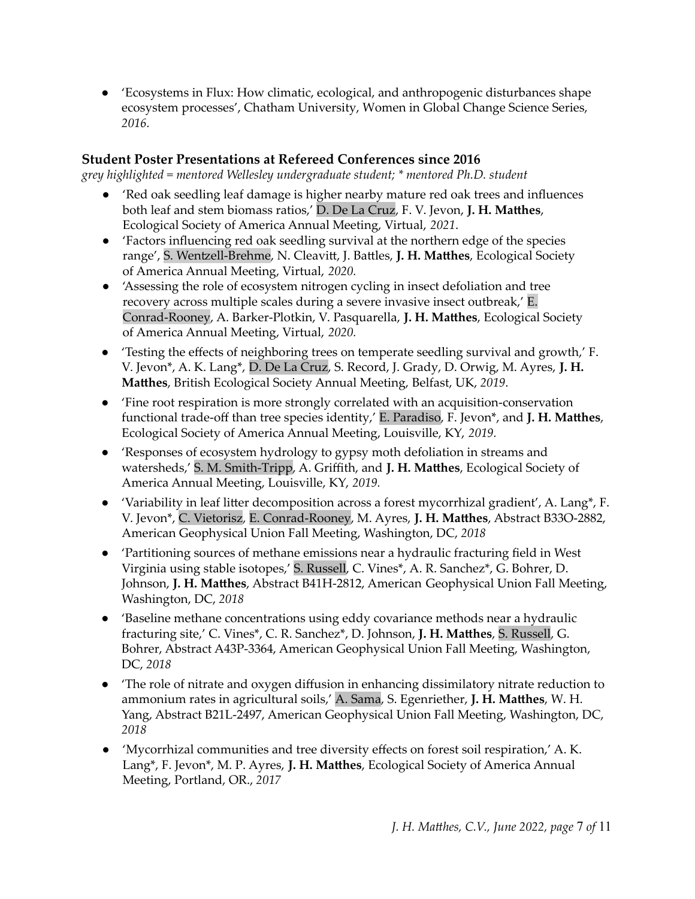- 'Ecosystems in Flux: How climatic, ecological, and anthropogenic disturbances shape ecosystem processes', Chatham University, Women in Global Change Science Series, *2016*.

### Student Poster Presentations at Refereed Conferences since 2016

*grey highlighted = mentored Wellesley undergraduate student; * mentored Ph.D. student*

- 'Red oak seedling leaf damage is higher nearby mature red oak trees and influences both leaf and stem biomass ratios,' D. De La Cruz, F. V. Jevon, **J. H. Matthes**, Ecological Society of America Annual Meeting, Virtual, *2021*.
- 'Factors influencing red oak seedling survival at the northern edge of the species range', S. Wentzell-Brehme, N. Cleavitt, J. Battles, **J. H. Matthes**, Ecological Society of America Annual Meeting, Virtual, *2020.*
- 'Assessing the role of ecosystem nitrogen cycling in insect defoliation and tree recovery across multiple scales during a severe invasive insect outbreak,' E. Conrad-Rooney, A. Barker-Plotkin, V. Pasquarella, **J. H. Matthes**, Ecological Society of America Annual Meeting, Virtual, *2020.*
- 'Testing the effects of neighboring trees on temperate seedling survival and growth,' F. V. Jevon*, A. K. Lang*, D. De La Cruz, S. Record, J. Grady, D. Orwig, M. Ayres, **J. H. Matthes**, British Ecological Society Annual Meeting, Belfast, UK, *2019*.
- 'Fine root respiration is more strongly correlated with an acquisition-conservation functional trade-off than tree species identity,' E. Paradiso, F. Jevon*, and **J. H. Matthes**, Ecological Society of America Annual Meeting, Louisville, KY, *2019.*
- 'Responses of ecosystem hydrology to gypsy moth defoliation in streams and watersheds,' S. M. Smith-Tripp, A. Griffith, and **J. H. Matthes**, Ecological Society of America Annual Meeting, Louisville, KY, *2019.*
- 'Variability in leaf litter decomposition across a forest mycorrhizal gradient', A. Lang*, F. V. Jevon*, C. Vietorisz, E. Conrad-Rooney, M. Ayres, **J. H. Matthes**, Abstract B33O-2882, American Geophysical Union Fall Meeting, Washington, DC, *2018*
- 'Partitioning sources of methane emissions near a hydraulic fracturing field in West Virginia using stable isotopes,' S. Russell, C. Vines*, A. R. Sanchez*, G. Bohrer, D. Johnson, **J. H. Matthes**, Abstract B41H-2812, American Geophysical Union Fall Meeting, Washington, DC, *2018*
- 'Baseline methane concentrations using eddy covariance methods near a hydraulic fracturing site,' C. Vines*, C. R. Sanchez*, D. Johnson, **J. H. Matthes**, S. Russell, G. Bohrer, Abstract A43P-3364, American Geophysical Union Fall Meeting, Washington, DC, *2018*
- 'The role of nitrate and oxygen diffusion in enhancing dissimilatory nitrate reduction to ammonium rates in agricultural soils,' A. Sama, S. Egenriether, **J. H. Matthes**, W. H. Yang, Abstract B21L-2497, American Geophysical Union Fall Meeting, Washington, DC, *2018*
- 'Mycorrhizal communities and tree diversity effects on forest soil respiration,' A. K. Lang*, F. Jevon*, M. P. Ayres, **J. H. Matthes**, Ecological Society of America Annual Meeting, Portland, OR., *2017*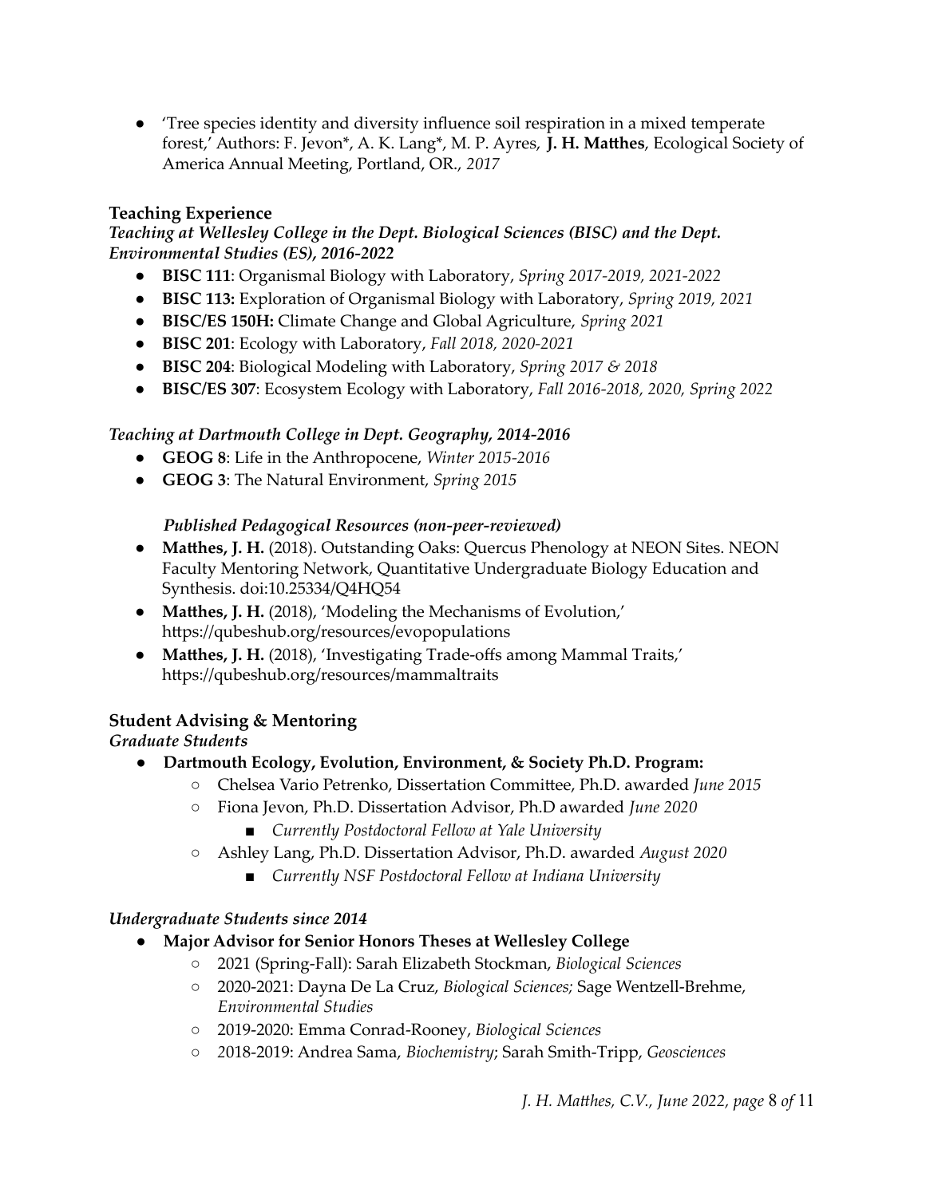- 'Tree species identity and diversity influence soil respiration in a mixed temperate forest,' Authors: F. Jevon*, A. K. Lang*, M. P. Ayres, **J. H. Matthes**, Ecological Society of America Annual Meeting, Portland, OR., *2017*

## Teaching Experience

### *Teaching at Wellesley College in the Dept. Biological Sciences (BISC) and the Dept. Environmental Studies (ES), 2016-2022*

- **BISC 111**: Organismal Biology with Laboratory, *Spring 2017-2019, 2021-2022*
- **BISC 113:** Exploration of Organismal Biology with Laboratory, *Spring 2019, 2021*
- **BISC/ES 150H:** Climate Change and Global Agriculture, *Spring 2021*
- **BISC 201**: Ecology with Laboratory, *Fall 2018, 2020-2021*
- **BISC 204**: Biological Modeling with Laboratory, *Spring 2017 & 2018*
- **BISC/ES 307**: Ecosystem Ecology with Laboratory, *Fall 2016-2018, 2020, Spring 2022*

### *Teaching at Dartmouth College in Dept. Geography, 2014-2016*

- **GEOG 8**: Life in the Anthropocene, *Winter 2015-2016*
- **GEOG 3**: The Natural Environment, *Spring 2015*

#### *Published Pedagogical Resources (non-peer-reviewed)*

- **Matthes, J. H.** (2018). Outstanding Oaks: Quercus Phenology at NEON Sites. NEON Faculty Mentoring Network, Quantitative Undergraduate Biology Education and Synthesis. doi:10.25334/Q4HQ54
- **Matthes, J. H.** (2018), 'Modeling the Mechanisms of Evolution,' https://qubeshub.org/resources/evopopulations
- **Matthes, J. H.** (2018), 'Investigating Trade-offs among Mammal Traits,' https://qubeshub.org/resources/mammaltraits

## Student Advising & Mentoring

### *Graduate Students*

- **Dartmouth Ecology, Evolution, Environment, & Society Ph.D. Program:**
  - Chelsea Vario Petrenko, Dissertation Committee, Ph.D. awarded *June 2015*
  - Fiona Jevon, Ph.D. Dissertation Advisor, Ph.D awarded *June 2020*
    - *Currently Postdoctoral Fellow at Yale University*
  - Ashley Lang, Ph.D. Dissertation Advisor, Ph.D. awarded *August 2020*
    - *Currently NSF Postdoctoral Fellow at Indiana University*

### *Undergraduate Students since 2014*

- **Major Advisor for Senior Honors Theses at Wellesley College**
  - 2021 (Spring-Fall): Sarah Elizabeth Stockman, *Biological Sciences*
  - 2020-2021: Dayna De La Cruz, *Biological Sciences;* Sage Wentzell-Brehme, *Environmental Studies*
  - 2019-2020: Emma Conrad-Rooney, *Biological Sciences*
  - 2018-2019: Andrea Sama, *Biochemistry*; Sarah Smith-Tripp, *Geosciences*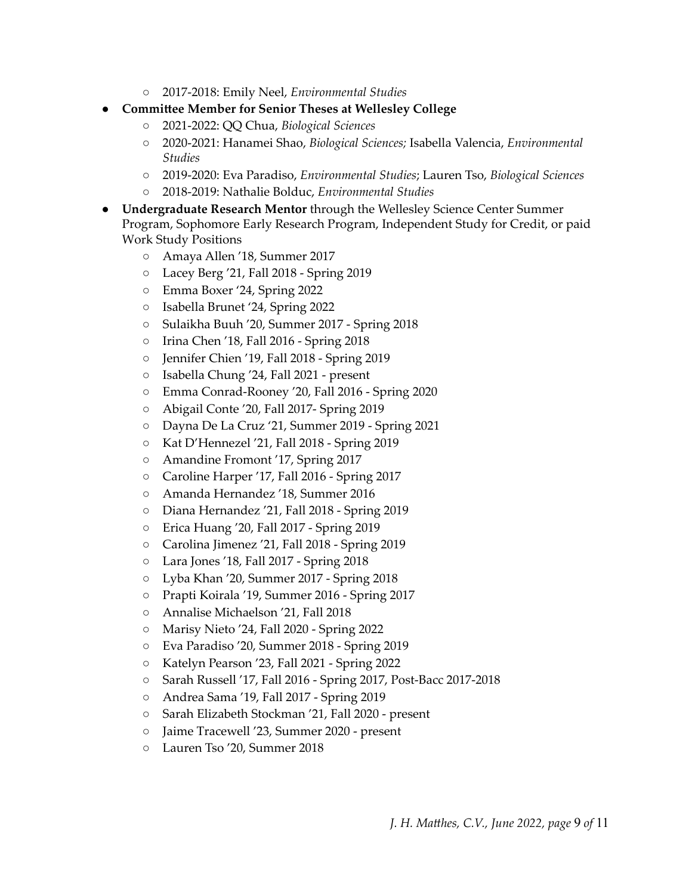- 2017-2018: Emily Neel, *Environmental Studies*
- **Committee Member for Senior Theses at Wellesley College**
    - 2021-2022: QQ Chua, *Biological Sciences*
    - 2020-2021: Hanamei Shao, *Biological Sciences;* Isabella Valencia, *Environmental Studies*
    - 2019-2020: Eva Paradiso, *Environmental Studies*; Lauren Tso, *Biological Sciences*
    - 2018-2019: Nathalie Bolduc, *Environmental Studies*
- **Undergraduate Research Mentor** through the Wellesley Science Center Summer Program, Sophomore Early Research Program, Independent Study for Credit, or paid Work Study Positions
    - Amaya Allen '18, Summer 2017
    - Lacey Berg '21, Fall 2018 - Spring 2019
    - Emma Boxer '24, Spring 2022
    - Isabella Brunet '24, Spring 2022
    - Sulaikha Buuh '20, Summer 2017 - Spring 2018
    - Irina Chen '18, Fall 2016 - Spring 2018
    - Jennifer Chien '19, Fall 2018 - Spring 2019
    - Isabella Chung '24, Fall 2021 - present
    - Emma Conrad-Rooney '20, Fall 2016 - Spring 2020
    - Abigail Conte '20, Fall 2017- Spring 2019
    - Dayna De La Cruz '21, Summer 2019 - Spring 2021
    - Kat D'Hennezel '21, Fall 2018 - Spring 2019
    - Amandine Fromont '17, Spring 2017
    - Caroline Harper '17, Fall 2016 - Spring 2017
    - Amanda Hernandez '18, Summer 2016
    - Diana Hernandez '21, Fall 2018 - Spring 2019
    - Erica Huang '20, Fall 2017 - Spring 2019
    - Carolina Jimenez '21, Fall 2018 - Spring 2019
    - Lara Jones '18, Fall 2017 - Spring 2018
    - Lyba Khan '20, Summer 2017 - Spring 2018
    - Prapti Koirala '19, Summer 2016 - Spring 2017
    - Annalise Michaelson '21, Fall 2018
    - Marisy Nieto '24, Fall 2020 - Spring 2022
    - Eva Paradiso '20, Summer 2018 - Spring 2019
    - Katelyn Pearson '23, Fall 2021 - Spring 2022
    - Sarah Russell '17, Fall 2016 - Spring 2017, Post-Bacc 2017-2018
    - Andrea Sama '19, Fall 2017 - Spring 2019
    - Sarah Elizabeth Stockman '21, Fall 2020 - present
    - Jaime Tracewell '23, Summer 2020 - present
    - Lauren Tso '20, Summer 2018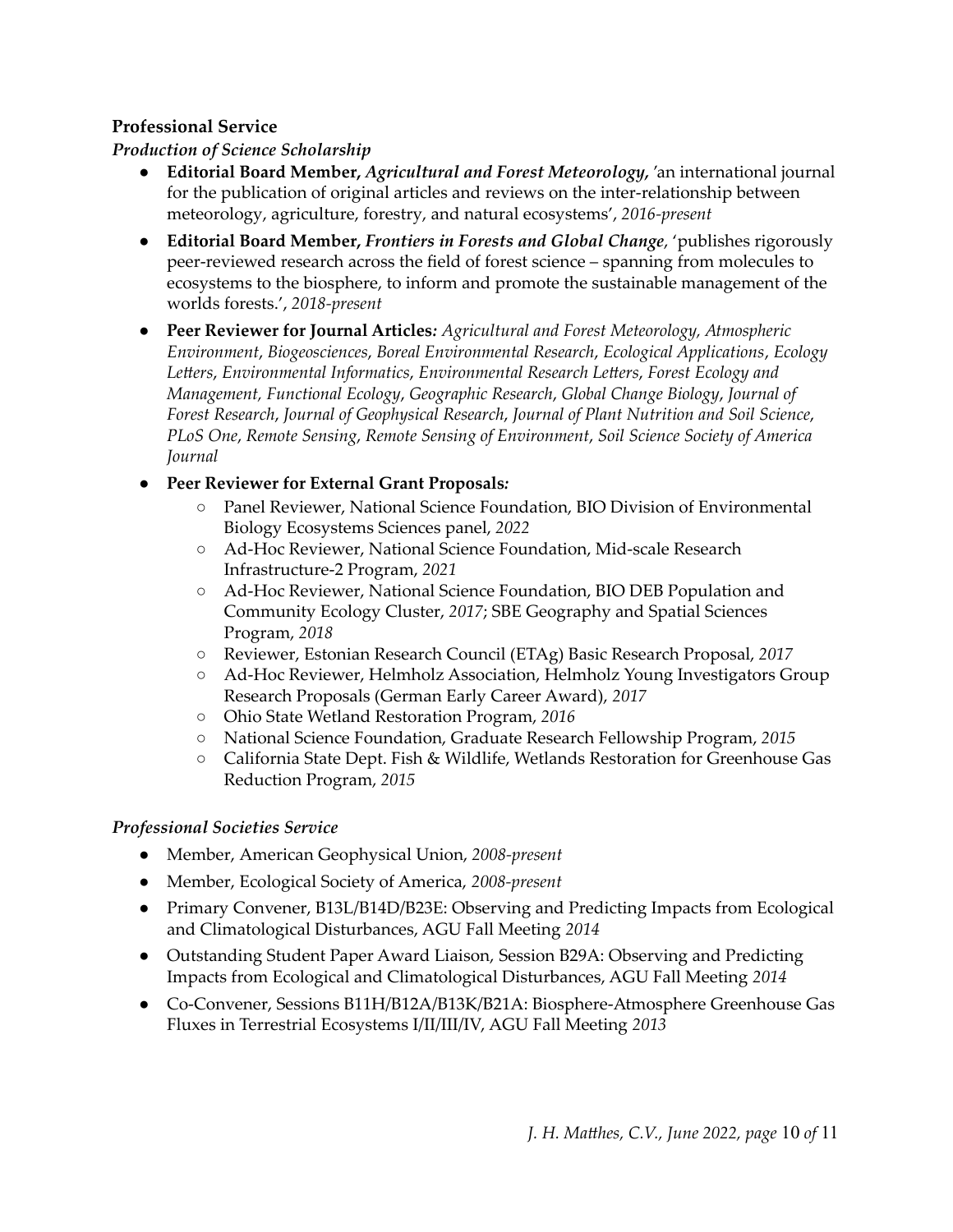**Professional Service**

***Production of Science Scholarship***

- **Editorial Board Member, *Agricultural and Forest Meteorology*,** 'an international journal for the publication of original articles and reviews on the inter-relationship between meteorology, agriculture, forestry, and natural ecosystems', *2016-present*
- **Editorial Board Member, *Frontiers in Forests and Global Change*,** 'publishes rigorously peer-reviewed research across the field of forest science – spanning from molecules to ecosystems to the biosphere, to inform and promote the sustainable management of the worlds forests.', *2018-present*
- **Peer Reviewer for Journal Articles***: Agricultural and Forest Meteorology, Atmospheric Environment, Biogeosciences, Boreal Environmental Research, Ecological Applications, Ecology Letters, Environmental Informatics, Environmental Research Letters, Forest Ecology and Management, Functional Ecology, Geographic Research, Global Change Biology, Journal of Forest Research, Journal of Geophysical Research, Journal of Plant Nutrition and Soil Science, PLoS One, Remote Sensing, Remote Sensing of Environment, Soil Science Society of America Journal*
- **Peer Reviewer for External Grant Proposals***:*
    - Panel Reviewer, National Science Foundation, BIO Division of Environmental Biology Ecosystems Sciences panel, *2022*
    - Ad-Hoc Reviewer, National Science Foundation, Mid-scale Research Infrastructure-2 Program, *2021*
    - Ad-Hoc Reviewer, National Science Foundation, BIO DEB Population and Community Ecology Cluster, *2017*; SBE Geography and Spatial Sciences Program, *2018*
    - Reviewer, Estonian Research Council (ETAg) Basic Research Proposal, *2017*
    - Ad-Hoc Reviewer, Helmholz Association, Helmholz Young Investigators Group Research Proposals (German Early Career Award), *2017*
    - Ohio State Wetland Restoration Program, *2016*
    - National Science Foundation, Graduate Research Fellowship Program, *2015*
    - California State Dept. Fish & Wildlife, Wetlands Restoration for Greenhouse Gas Reduction Program, *2015*

***Professional Societies Service***

- Member, American Geophysical Union, *2008-present*
- Member, Ecological Society of America, *2008-present*
- Primary Convener, B13L/B14D/B23E: Observing and Predicting Impacts from Ecological and Climatological Disturbances, AGU Fall Meeting *2014*
- Outstanding Student Paper Award Liaison, Session B29A: Observing and Predicting Impacts from Ecological and Climatological Disturbances, AGU Fall Meeting *2014*
- Co-Convener, Sessions B11H/B12A/B13K/B21A: Biosphere-Atmosphere Greenhouse Gas Fluxes in Terrestrial Ecosystems I/II/III/IV, AGU Fall Meeting *2013*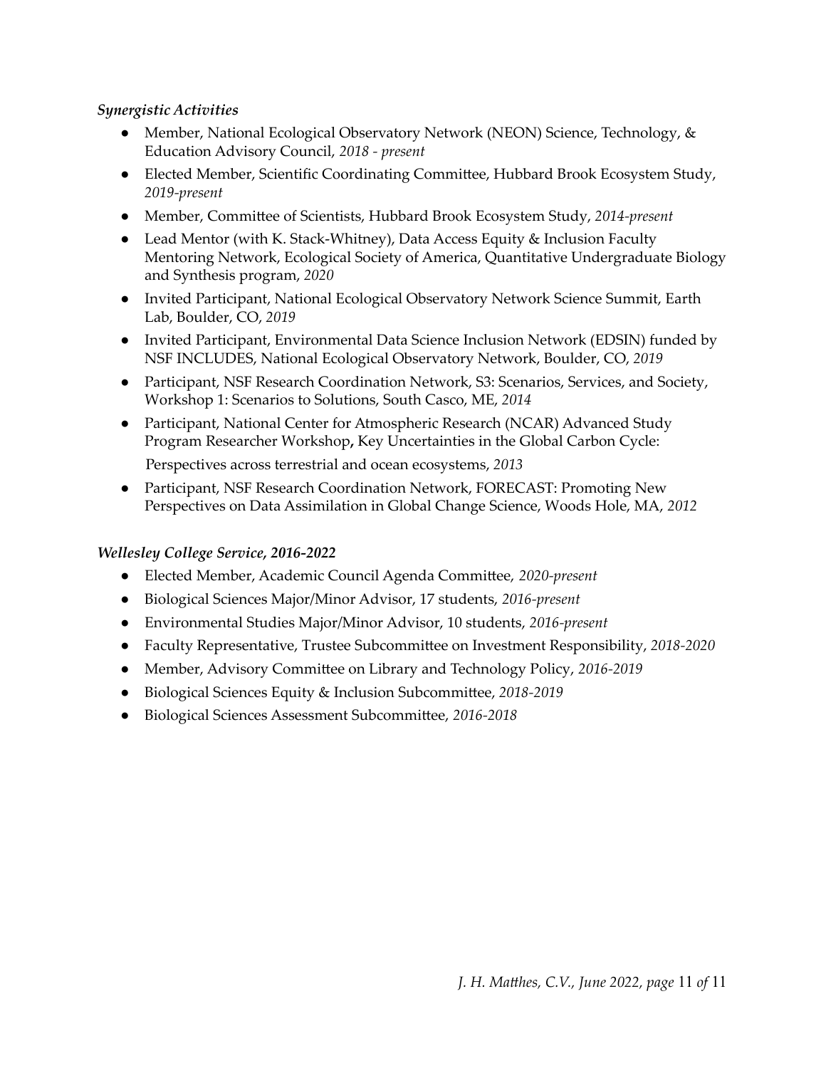***Synergistic Activities***

- Member, National Ecological Observatory Network (NEON) Science, Technology, & Education Advisory Council, *2018 - present*
- Elected Member, Scientific Coordinating Committee, Hubbard Brook Ecosystem Study, *2019-present*
- Member, Committee of Scientists, Hubbard Brook Ecosystem Study, *2014-present*
- Lead Mentor (with K. Stack-Whitney), Data Access Equity & Inclusion Faculty Mentoring Network, Ecological Society of America, Quantitative Undergraduate Biology and Synthesis program, *2020*
- Invited Participant, National Ecological Observatory Network Science Summit, Earth Lab, Boulder, CO, *2019*
- Invited Participant, Environmental Data Science Inclusion Network (EDSIN) funded by NSF INCLUDES, National Ecological Observatory Network, Boulder, CO, *2019*
- Participant, NSF Research Coordination Network, S3: Scenarios, Services, and Society, Workshop 1: Scenarios to Solutions, South Casco, ME, *2014*
- Participant, National Center for Atmospheric Research (NCAR) Advanced Study Program Researcher Workshop**,** Key Uncertainties in the Global Carbon Cycle: Perspectives across terrestrial and ocean ecosystems, *2013*
- Participant, NSF Research Coordination Network, FORECAST: Promoting New Perspectives on Data Assimilation in Global Change Science, Woods Hole, MA, *2012*

***Wellesley College Service, 2016-2022***

- Elected Member, Academic Council Agenda Committee, *2020-present*
- Biological Sciences Major/Minor Advisor, 17 students, *2016-present*
- Environmental Studies Major/Minor Advisor, 10 students, *2016-present*
- Faculty Representative, Trustee Subcommittee on Investment Responsibility, *2018-2020*
- Member, Advisory Committee on Library and Technology Policy, *2016-2019*
- Biological Sciences Equity & Inclusion Subcommittee, *2018-2019*
- Biological Sciences Assessment Subcommittee, *2016-2018*